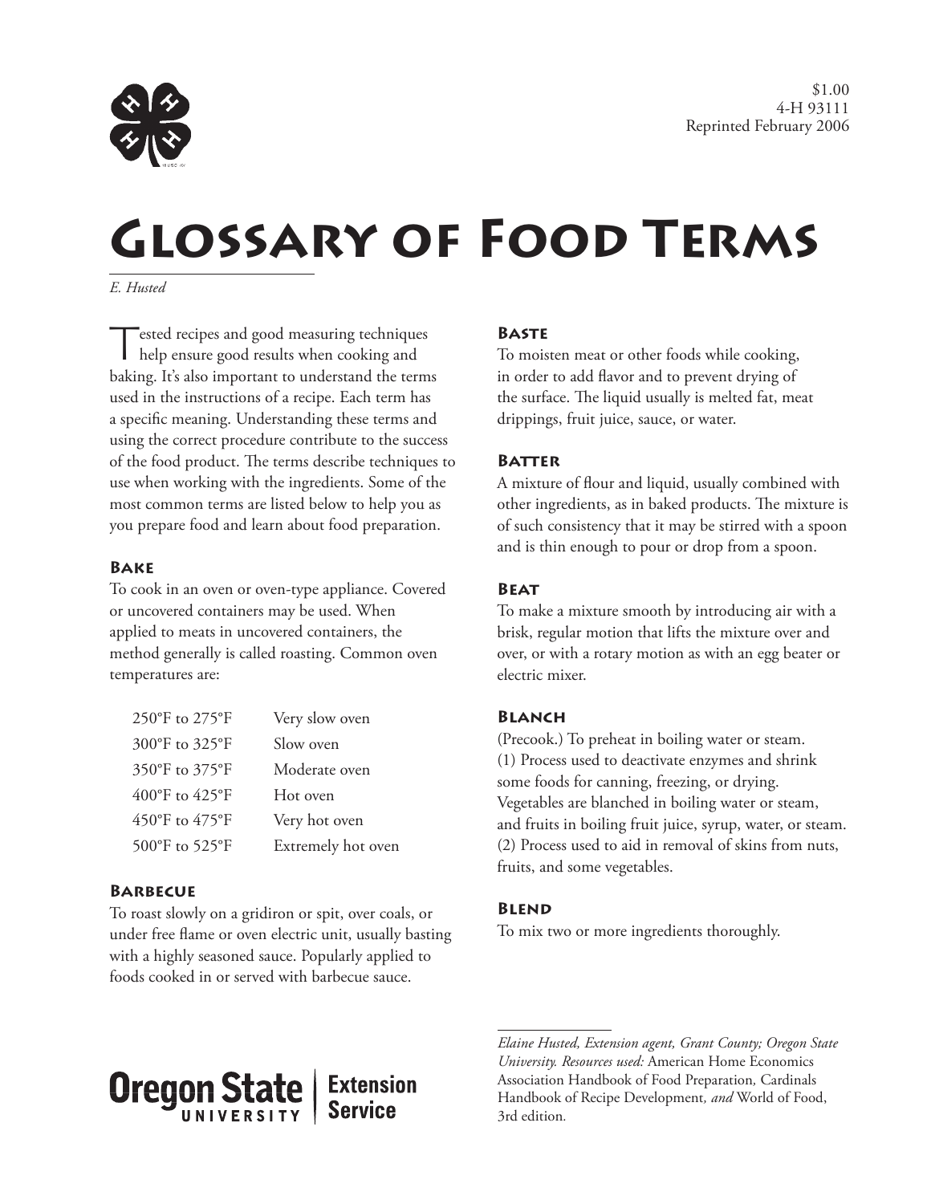$1.00
4-H 93111
Reprinted February 2006

# Glossary of Food Terms

*E. Husted*

Tested recipes and good measuring techniques help ensure good results when cooking and baking. It's also important to understand the terms used in the instructions of a recipe. Each term has a specific meaning. Understanding these terms and using the correct procedure contribute to the success of the food product. The terms describe techniques to use when working with the ingredients. Some of the most common terms are listed below to help you as you prepare food and learn about food preparation.

### Bake

To cook in an oven or oven-type appliance. Covered or uncovered containers may be used. When applied to meats in uncovered containers, the method generally is called roasting. Common oven temperatures are:

| | |
|---|---|
| 250°F to 275°F | Very slow oven |
| 300°F to 325°F | Slow oven |
| 350°F to 375°F | Moderate oven |
| 400°F to 425°F | Hot oven |
| 450°F to 475°F | Very hot oven |
| 500°F to 525°F | Extremely hot oven |

### Barbecue

To roast slowly on a gridiron or spit, over coals, or under free flame or oven electric unit, usually basting with a highly seasoned sauce. Popularly applied to foods cooked in or served with barbecue sauce.

### Baste

To moisten meat or other foods while cooking, in order to add flavor and to prevent drying of the surface. The liquid usually is melted fat, meat drippings, fruit juice, sauce, or water.

### Batter

A mixture of flour and liquid, usually combined with other ingredients, as in baked products. The mixture is of such consistency that it may be stirred with a spoon and is thin enough to pour or drop from a spoon.

### Beat

To make a mixture smooth by introducing air with a brisk, regular motion that lifts the mixture over and over, or with a rotary motion as with an egg beater or electric mixer.

### Blanch

(Precook.) To preheat in boiling water or steam. (1) Process used to deactivate enzymes and shrink some foods for canning, freezing, or drying. Vegetables are blanched in boiling water or steam, and fruits in boiling fruit juice, syrup, water, or steam. (2) Process used to aid in removal of skins from nuts, fruits, and some vegetables.

### Blend

To mix two or more ingredients thoroughly.

*Elaine Husted, Extension agent, Grant County; Oregon State University. Resources used:* American Home Economics Association Handbook of Food Preparation*,* Cardinals Handbook of Recipe Development*, and* World of Food, 3rd edition*.*

Oregon State University Extension Service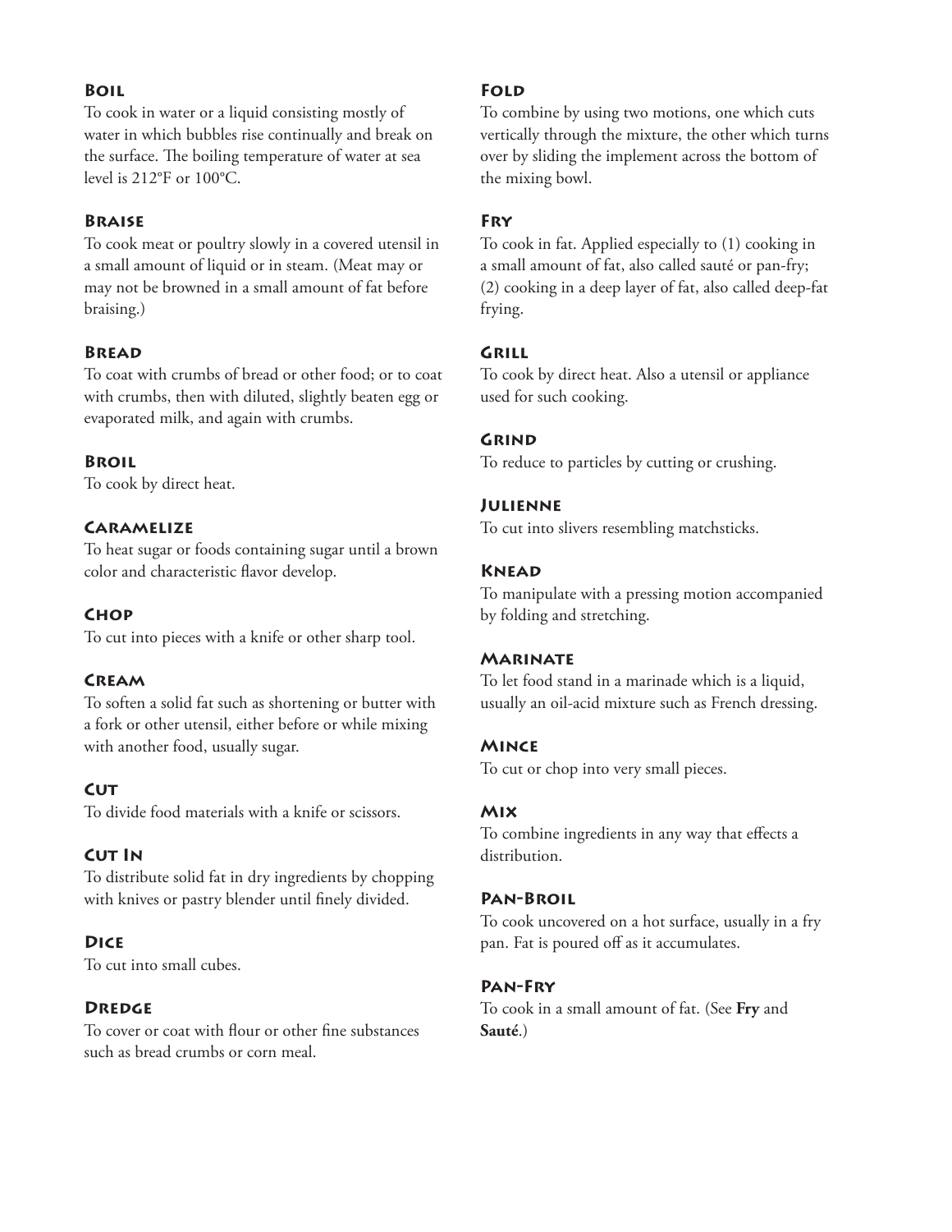### Boil

To cook in water or a liquid consisting mostly of water in which bubbles rise continually and break on the surface. The boiling temperature of water at sea level is 212°F or 100°C.

### Braise

To cook meat or poultry slowly in a covered utensil in a small amount of liquid or in steam. (Meat may or may not be browned in a small amount of fat before braising.)

### Bread

To coat with crumbs of bread or other food; or to coat with crumbs, then with diluted, slightly beaten egg or evaporated milk, and again with crumbs.

### Broil

To cook by direct heat.

### Caramelize

To heat sugar or foods containing sugar until a brown color and characteristic flavor develop.

### Chop

To cut into pieces with a knife or other sharp tool.

### Cream

To soften a solid fat such as shortening or butter with a fork or other utensil, either before or while mixing with another food, usually sugar.

### Cut

To divide food materials with a knife or scissors.

### Cut In

To distribute solid fat in dry ingredients by chopping with knives or pastry blender until finely divided.

### Dice

To cut into small cubes.

### Dredge

To cover or coat with flour or other fine substances such as bread crumbs or corn meal.

### Fold

To combine by using two motions, one which cuts vertically through the mixture, the other which turns over by sliding the implement across the bottom of the mixing bowl.

### Fry

To cook in fat. Applied especially to (1) cooking in a small amount of fat, also called sauté or pan-fry; (2) cooking in a deep layer of fat, also called deep-fat frying.

### Grill

To cook by direct heat. Also a utensil or appliance used for such cooking.

### Grind

To reduce to particles by cutting or crushing.

### Julienne

To cut into slivers resembling matchsticks.

### Knead

To manipulate with a pressing motion accompanied by folding and stretching.

### Marinate

To let food stand in a marinade which is a liquid, usually an oil-acid mixture such as French dressing.

### Mince

To cut or chop into very small pieces.

### Mix

To combine ingredients in any way that effects a distribution.

### Pan-Broil

To cook uncovered on a hot surface, usually in a fry pan. Fat is poured off as it accumulates.

### Pan-Fry

To cook in a small amount of fat. (See **Fry** and **Sauté**.)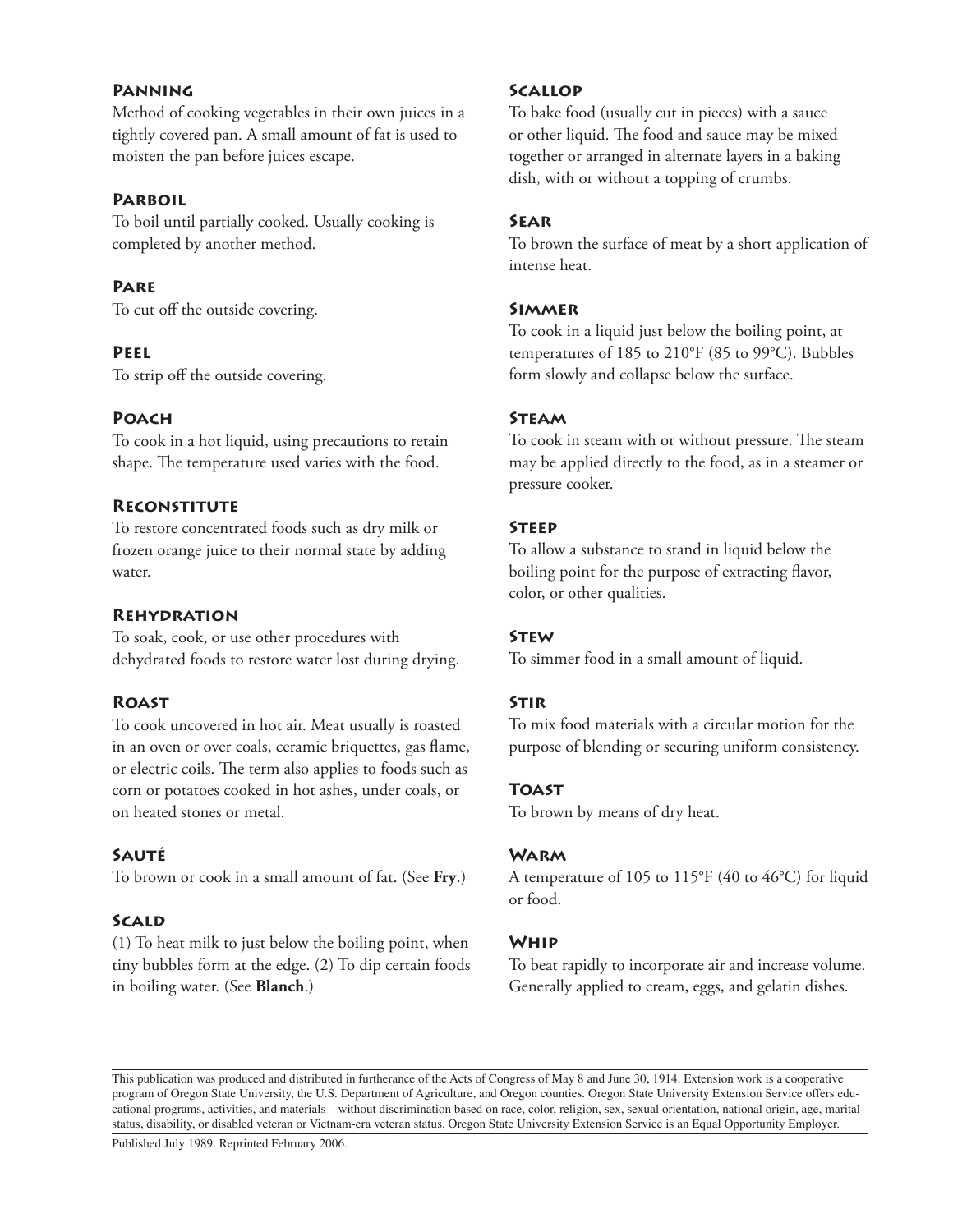### Panning

Method of cooking vegetables in their own juices in a tightly covered pan. A small amount of fat is used to moisten the pan before juices escape.

### Parboil

To boil until partially cooked. Usually cooking is completed by another method.

### Pare

To cut off the outside covering.

### Peel

To strip off the outside covering.

### Poach

To cook in a hot liquid, using precautions to retain shape. The temperature used varies with the food.

### Reconstitute

To restore concentrated foods such as dry milk or frozen orange juice to their normal state by adding water.

### Rehydration

To soak, cook, or use other procedures with dehydrated foods to restore water lost during drying.

### Roast

To cook uncovered in hot air. Meat usually is roasted in an oven or over coals, ceramic briquettes, gas flame, or electric coils. The term also applies to foods such as corn or potatoes cooked in hot ashes, under coals, or on heated stones or metal.

### Sauté

To brown or cook in a small amount of fat. (See **Fry**.)

### Scald

(1) To heat milk to just below the boiling point, when tiny bubbles form at the edge. (2) To dip certain foods in boiling water. (See **Blanch**.)

### Scallop

To bake food (usually cut in pieces) with a sauce or other liquid. The food and sauce may be mixed together or arranged in alternate layers in a baking dish, with or without a topping of crumbs.

### Sear

To brown the surface of meat by a short application of intense heat.

### Simmer

To cook in a liquid just below the boiling point, at temperatures of 185 to 210°F (85 to 99°C). Bubbles form slowly and collapse below the surface.

### Steam

To cook in steam with or without pressure. The steam may be applied directly to the food, as in a steamer or pressure cooker.

### Steep

To allow a substance to stand in liquid below the boiling point for the purpose of extracting flavor, color, or other qualities.

### Stew

To simmer food in a small amount of liquid.

### Stir

To mix food materials with a circular motion for the purpose of blending or securing uniform consistency.

### Toast

To brown by means of dry heat.

### Warm

A temperature of 105 to 115°F (40 to 46°C) for liquid or food.

### Whip

To beat rapidly to incorporate air and increase volume. Generally applied to cream, eggs, and gelatin dishes.

---

This publication was produced and distributed in furtherance of the Acts of Congress of May 8 and June 30, 1914. Extension work is a cooperative program of Oregon State University, the U.S. Department of Agriculture, and Oregon counties. Oregon State University Extension Service offers educational programs, activities, and materials—without discrimination based on race, color, religion, sex, sexual orientation, national origin, age, marital status, disability, or disabled veteran or Vietnam-era veteran status. Oregon State University Extension Service is an Equal Opportunity Employer.

Published July 1989. Reprinted February 2006.